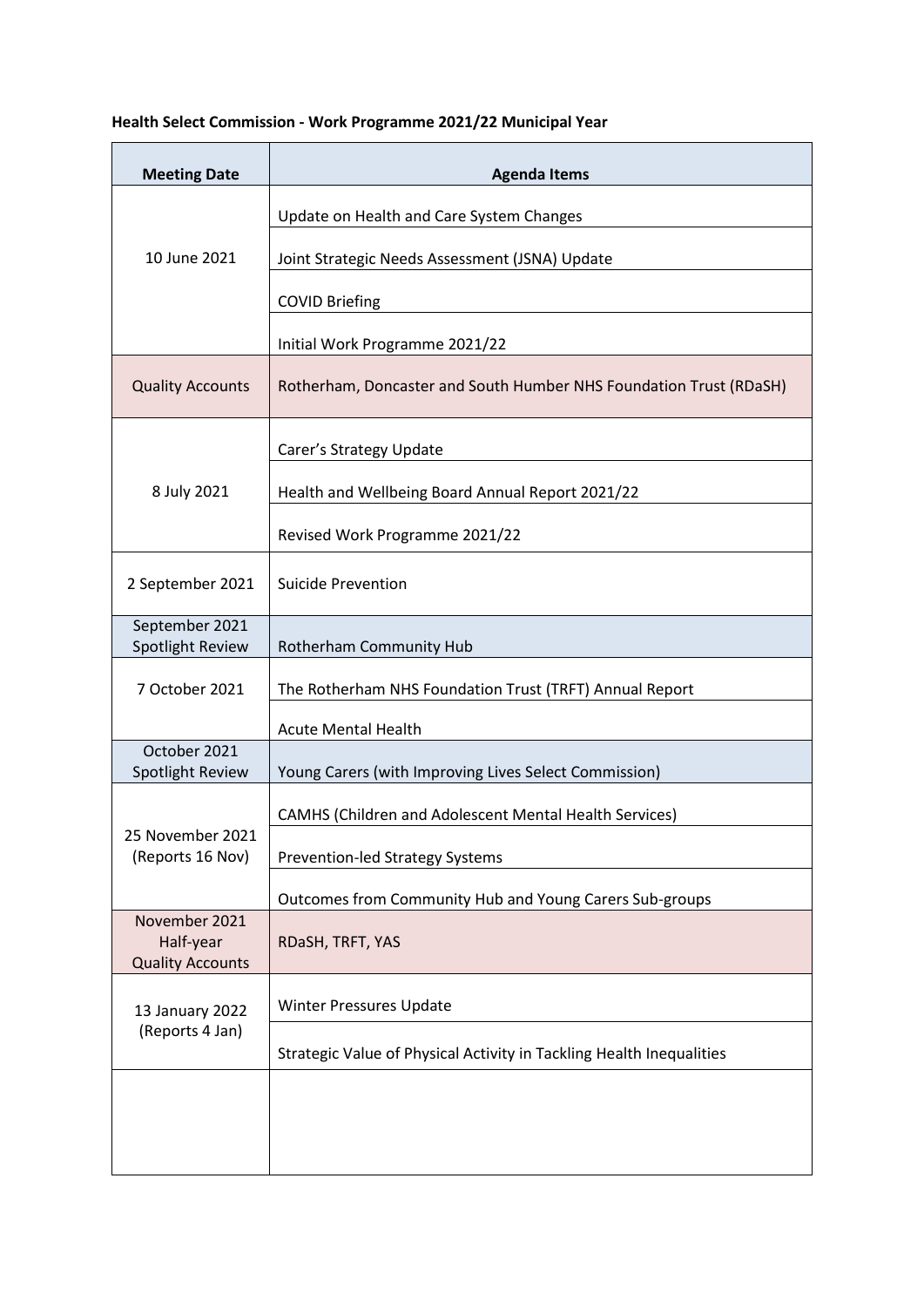**Health Select Commission - Work Programme 2021/22 Municipal Year**

| Meeting Date | Agenda Items |
|---|---|
| 10 June 2021 | Update on Health and Care System Changes |
| | Joint Strategic Needs Assessment (JSNA) Update |
| | COVID Briefing |
| | Initial Work Programme 2021/22 |
| Quality Accounts | Rotherham, Doncaster and South Humber NHS Foundation Trust (RDaSH) |
| 8 July 2021 | Carer's Strategy Update |
| | Health and Wellbeing Board Annual Report 2021/22 |
| | Revised Work Programme 2021/22 |
| 2 September 2021 | Suicide Prevention |
| September 2021 Spotlight Review | Rotherham Community Hub |
| 7 October 2021 | The Rotherham NHS Foundation Trust (TRFT) Annual Report |
| | Acute Mental Health |
| October 2021 Spotlight Review | Young Carers (with Improving Lives Select Commission) |
| 25 November 2021 (Reports 16 Nov) | CAMHS (Children and Adolescent Mental Health Services) |
| | Prevention-led Strategy Systems |
| | Outcomes from Community Hub and Young Carers Sub-groups |
| November 2021 Half-year Quality Accounts | RDaSH, TRFT, YAS |
| 13 January 2022 (Reports 4 Jan) | Winter Pressures Update |
| | Strategic Value of Physical Activity in Tackling Health Inequalities |
| | |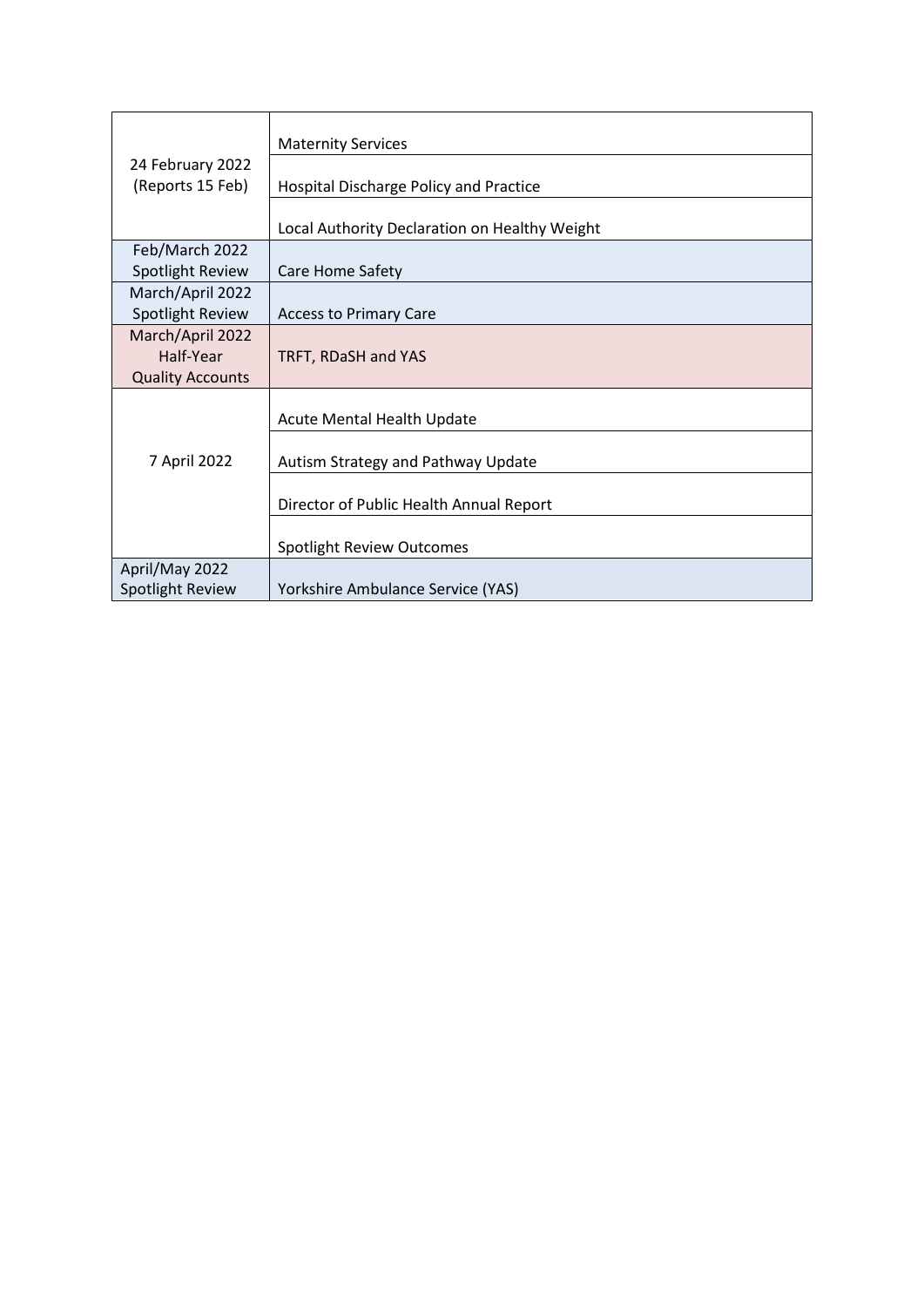| | |
|---|---|
| 24 February 2022 (Reports 15 Feb) | Maternity Services |
| | Hospital Discharge Policy and Practice |
| | Local Authority Declaration on Healthy Weight |
| Feb/March 2022 Spotlight Review | Care Home Safety |
| March/April 2022 Spotlight Review | Access to Primary Care |
| March/April 2022 Half-Year Quality Accounts | TRFT, RDaSH and YAS |
| 7 April 2022 | Acute Mental Health Update |
| | Autism Strategy and Pathway Update |
| | Director of Public Health Annual Report |
| | Spotlight Review Outcomes |
| April/May 2022 Spotlight Review | Yorkshire Ambulance Service (YAS) |